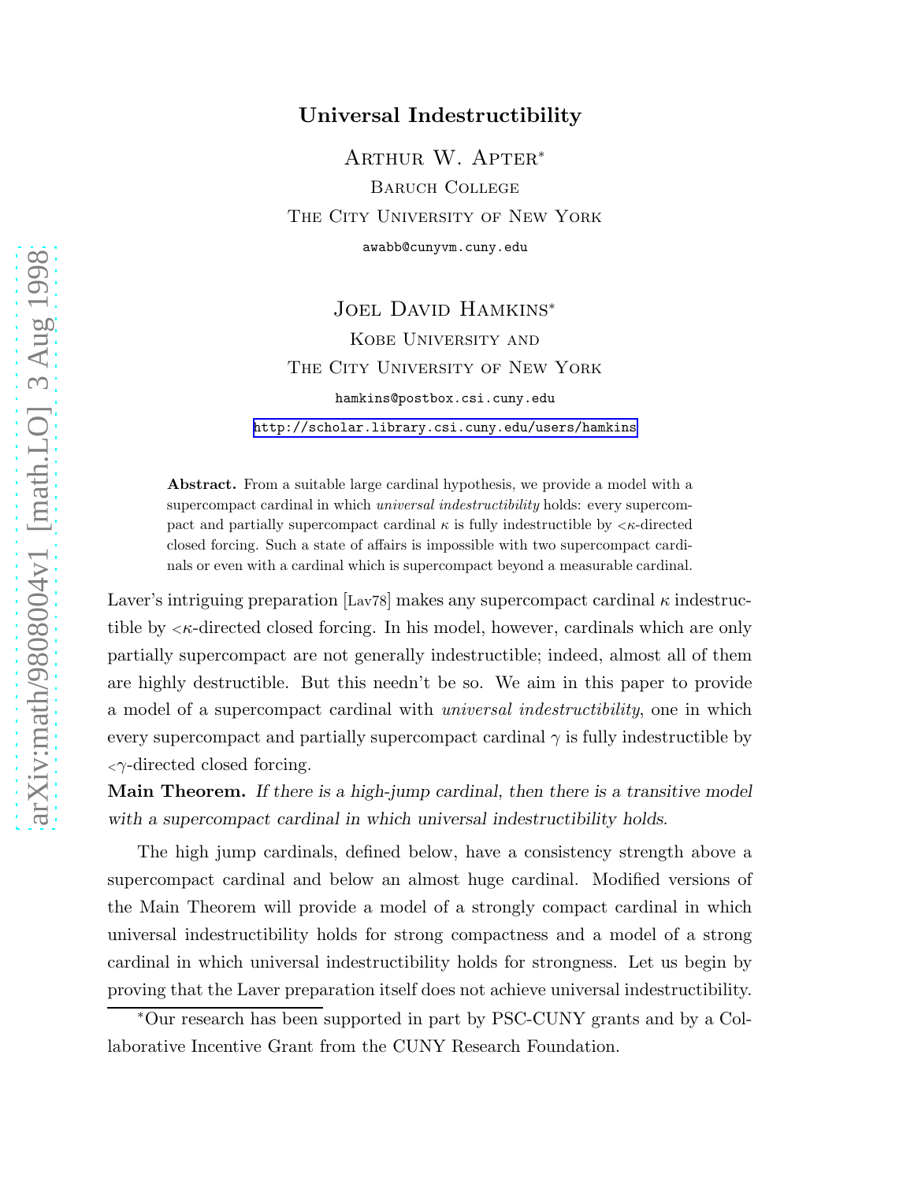# Universal Indestructibility

Arthur W. Apter*

Baruch College

The City University of New York

awabb@cunyvm.cuny.edu

Joel David Hamkins*

Kobe University and

The City University of New York

hamkins@postbox.csi.cuny.edu

http://scholar.library.csi.cuny.edu/users/hamkins

**Abstract.** From a suitable large cardinal hypothesis, we provide a model with a supercompact cardinal in which *universal indestructibility* holds: every supercompact and partially supercompact cardinal $\kappa$ is fully indestructible by ${<}\kappa$-directed closed forcing. Such a state of affairs is impossible with two supercompact cardinals or even with a cardinal which is supercompact beyond a measurable cardinal.

Laver's intriguing preparation [Lav78] makes any supercompact cardinal $\kappa$ indestructible by ${<}\kappa$-directed closed forcing. In his model, however, cardinals which are only partially supercompact are not generally indestructible; indeed, almost all of them are highly destructible. But this needn't be so. We aim in this paper to provide a model of a supercompact cardinal with *universal indestructibility*, one in which every supercompact and partially supercompact cardinal $\gamma$ is fully indestructible by ${<}\gamma$-directed closed forcing.

**Main Theorem.** *If there is a high-jump cardinal, then there is a transitive model with a supercompact cardinal in which universal indestructibility holds.*

The high jump cardinals, defined below, have a consistency strength above a supercompact cardinal and below an almost huge cardinal. Modified versions of the Main Theorem will provide a model of a strongly compact cardinal in which universal indestructibility holds for strong compactness and a model of a strong cardinal in which universal indestructibility holds for strongness. Let us begin by proving that the Laver preparation itself does not achieve universal indestructibility.

*Our research has been supported in part by PSC-CUNY grants and by a Collaborative Incentive Grant from the CUNY Research Foundation.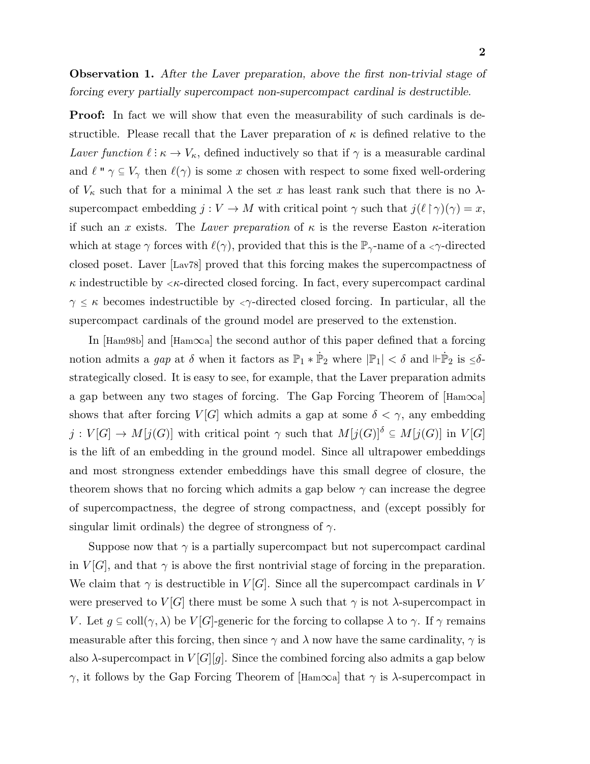**Observation 1.** *After the Laver preparation, above the first non-trivial stage of forcing every partially supercompact non-supercompact cardinal is destructible.*

**Proof:** In fact we will show that even the measurability of such cardinals is destructible. Please recall that the Laver preparation of $\kappa$ is defined relative to the *Laver function* $\ell : \kappa \to V_\kappa$, defined inductively so that if $\gamma$ is a measurable cardinal and $\ell$ " $\gamma \subseteq V_\gamma$ then $\ell(\gamma)$ is some $x$ chosen with respect to some fixed well-ordering of $V_\kappa$ such that for a minimal $\lambda$ the set $x$ has least rank such that there is no $\lambda$-supercompact embedding $j : V \to M$ with critical point $\gamma$ such that $j(\ell \restriction \gamma)(\gamma) = x$, if such an $x$ exists. The *Laver preparation* of $\kappa$ is the reverse Easton $\kappa$-iteration which at stage $\gamma$ forces with $\ell(\gamma)$, provided that this is the $\mathbb{P}_\gamma$-name of a $<\gamma$-directed closed poset. Laver [Lav78] proved that this forcing makes the supercompactness of $\kappa$ indestructible by $<\kappa$-directed closed forcing. In fact, every supercompact cardinal $\gamma \leq \kappa$ becomes indestructible by $<\gamma$-directed closed forcing. In particular, all the supercompact cardinals of the ground model are preserved to the extenstion.

In [Ham98b] and [Ham$\infty$a] the second author of this paper defined that a forcing notion admits a *gap* at $\delta$ when it factors as $\mathbb{P}_1 * \dot{\mathbb{P}}_2$ where $|\mathbb{P}_1| < \delta$ and $\Vdash \dot{\mathbb{P}}_2$ is $\leq\delta$-strategically closed. It is easy to see, for example, that the Laver preparation admits a gap between any two stages of forcing. The Gap Forcing Theorem of [Ham$\infty$a] shows that after forcing $V[G]$ which admits a gap at some $\delta < \gamma$, any embedding $j : V[G] \to M[j(G)]$ with critical point $\gamma$ such that $M[j(G)]^\delta \subseteq M[j(G)]$ in $V[G]$ is the lift of an embedding in the ground model. Since all ultrapower embeddings and most strongness extender embeddings have this small degree of closure, the theorem shows that no forcing which admits a gap below $\gamma$ can increase the degree of supercompactness, the degree of strong compactness, and (except possibly for singular limit ordinals) the degree of strongness of $\gamma$.

Suppose now that $\gamma$ is a partially supercompact but not supercompact cardinal in $V[G]$, and that $\gamma$ is above the first nontrivial stage of forcing in the preparation. We claim that $\gamma$ is destructible in $V[G]$. Since all the supercompact cardinals in $V$ were preserved to $V[G]$ there must be some $\lambda$ such that $\gamma$ is not $\lambda$-supercompact in $V$. Let $g \subseteq \text{coll}(\gamma, \lambda)$ be $V[G]$-generic for the forcing to collapse $\lambda$ to $\gamma$. If $\gamma$ remains measurable after this forcing, then since $\gamma$ and $\lambda$ now have the same cardinality, $\gamma$ is also $\lambda$-supercompact in $V[G][g]$. Since the combined forcing also admits a gap below $\gamma$, it follows by the Gap Forcing Theorem of [Ham$\infty$a] that $\gamma$ is $\lambda$-supercompact in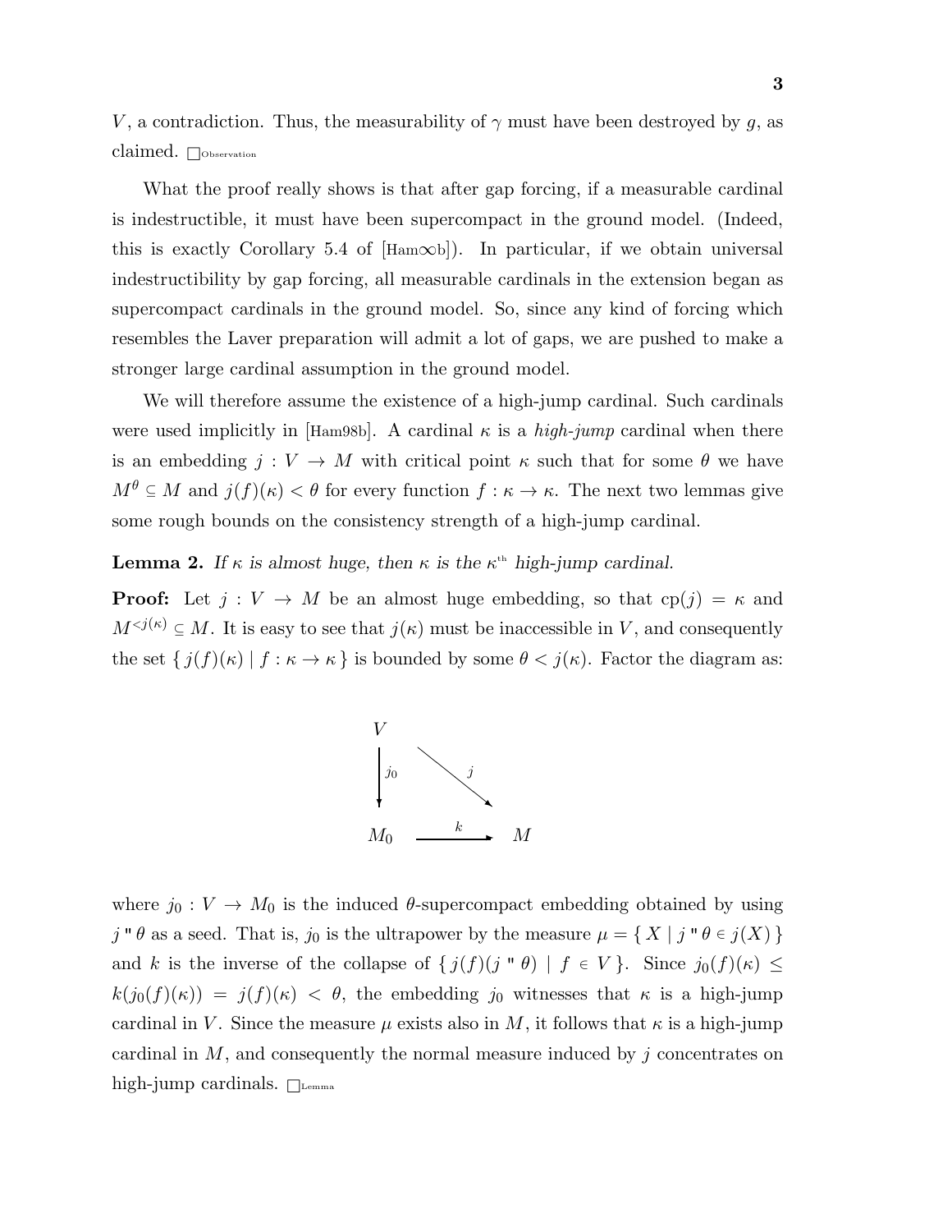$V$, a contradiction. Thus, the measurability of $\gamma$ must have been destroyed by $g$, as claimed. $\square_{\text{Observation}}$

What the proof really shows is that after gap forcing, if a measurable cardinal is indestructible, it must have been supercompact in the ground model. (Indeed, this is exactly Corollary 5.4 of [Ham∞b]). In particular, if we obtain universal indestructibility by gap forcing, all measurable cardinals in the extension began as supercompact cardinals in the ground model. So, since any kind of forcing which resembles the Laver preparation will admit a lot of gaps, we are pushed to make a stronger large cardinal assumption in the ground model.

We will therefore assume the existence of a high-jump cardinal. Such cardinals were used implicitly in [Ham98b]. A cardinal $\kappa$ is a *high-jump* cardinal when there is an embedding $j : V \to M$ with critical point $\kappa$ such that for some $\theta$ we have $M^\theta \subseteq M$ and $j(f)(\kappa) < \theta$ for every function $f : \kappa \to \kappa$. The next two lemmas give some rough bounds on the consistency strength of a high-jump cardinal.

**Lemma 2.** *If $\kappa$ is almost huge, then $\kappa$ is the $\kappa^{\text{th}}$ high-jump cardinal.*

**Proof:** Let $j : V \to M$ be an almost huge embedding, so that $\text{cp}(j) = \kappa$ and $M^{<j(\kappa)} \subseteq M$. It is easy to see that $j(\kappa)$ must be inaccessible in $V$, and consequently the set $\{\, j(f)(\kappa) \mid f : \kappa \to \kappa \,\}$ is bounded by some $\theta < j(\kappa)$. Factor the diagram as:

$$
\begin{array}{ccc}
V & & \\
\downarrow j_0 & \searrow j & \\
M_0 & \xrightarrow{\;k\;} & M
\end{array}
$$

where $j_0 : V \to M_0$ is the induced $\theta$-supercompact embedding obtained by using $j\,``\,\theta$ as a seed. That is, $j_0$ is the ultrapower by the measure $\mu = \{\, X \mid j\,``\,\theta \in j(X) \,\}$ and $k$ is the inverse of the collapse of $\{\, j(f)(j\,``\,\theta) \mid f \in V \,\}$. Since $j_0(f)(\kappa) \leq k(j_0(f)(\kappa)) = j(f)(\kappa) < \theta$, the embedding $j_0$ witnesses that $\kappa$ is a high-jump cardinal in $V$. Since the measure $\mu$ exists also in $M$, it follows that $\kappa$ is a high-jump cardinal in $M$, and consequently the normal measure induced by $j$ concentrates on high-jump cardinals. $\square_{\text{Lemma}}$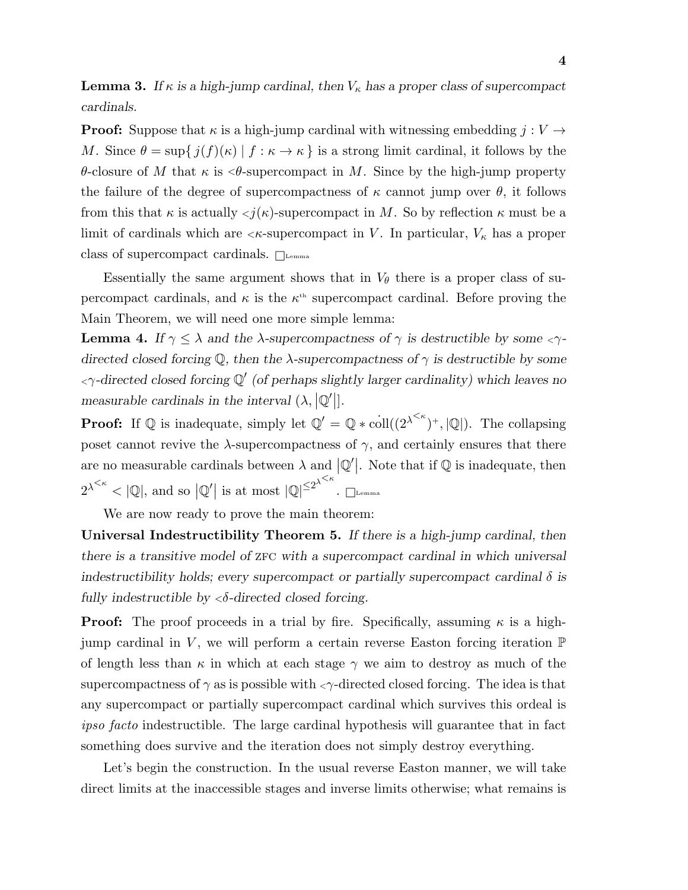**Lemma 3.** *If $\kappa$ is a high-jump cardinal, then $V_\kappa$ has a proper class of supercompact cardinals.*

**Proof:** Suppose that $\kappa$ is a high-jump cardinal with witnessing embedding $j : V \to M$. Since $\theta = \sup\{\, j(f)(\kappa) \mid f : \kappa \to \kappa \,\}$ is a strong limit cardinal, it follows by the $\theta$-closure of $M$ that $\kappa$ is $<\!\theta$-supercompact in $M$. Since by the high-jump property the failure of the degree of supercompactness of $\kappa$ cannot jump over $\theta$, it follows from this that $\kappa$ is actually $<\!j(\kappa)$-supercompact in $M$. So by reflection $\kappa$ must be a limit of cardinals which are $<\!\kappa$-supercompact in $V$. In particular, $V_\kappa$ has a proper class of supercompact cardinals. $\square_{\text{Lemma}}$

Essentially the same argument shows that in $V_\theta$ there is a proper class of supercompact cardinals, and $\kappa$ is the $\kappa^{\text{th}}$ supercompact cardinal. Before proving the Main Theorem, we will need one more simple lemma:

**Lemma 4.** *If $\gamma \leq \lambda$ and the $\lambda$-supercompactness of $\gamma$ is destructible by some $<\!\gamma$-directed closed forcing $\mathbb{Q}$, then the $\lambda$-supercompactness of $\gamma$ is destructible by some $<\!\gamma$-directed closed forcing $\mathbb{Q}'$ (of perhaps slightly larger cardinality) which leaves no measurable cardinals in the interval $(\lambda, |\mathbb{Q}'|]$.*

**Proof:** If $\mathbb{Q}$ is inadequate, simply let $\mathbb{Q}' = \mathbb{Q} * \dot{\text{coll}}((2^{\lambda^{<\kappa}})^+, |\mathbb{Q}|)$. The collapsing poset cannot revive the $\lambda$-supercompactness of $\gamma$, and certainly ensures that there are no measurable cardinals between $\lambda$ and $|\mathbb{Q}'|$. Note that if $\mathbb{Q}$ is inadequate, then $2^{\lambda^{<\kappa}} < |\mathbb{Q}|$, and so $|\mathbb{Q}'|$ is at most $|\mathbb{Q}|^{\leq 2^{\lambda^{<\kappa}}}$. $\square_{\text{Lemma}}$

We are now ready to prove the main theorem:

**Universal Indestructibility Theorem 5.** *If there is a high-jump cardinal, then there is a transitive model of* ZFC *with a supercompact cardinal in which universal indestructibility holds; every supercompact or partially supercompact cardinal $\delta$ is fully indestructible by $<\!\delta$-directed closed forcing.*

**Proof:** The proof proceeds in a trial by fire. Specifically, assuming $\kappa$ is a high-jump cardinal in $V$, we will perform a certain reverse Easton forcing iteration $\mathbb{P}$ of length less than $\kappa$ in which at each stage $\gamma$ we aim to destroy as much of the supercompactness of $\gamma$ as is possible with $<\!\gamma$-directed closed forcing. The idea is that any supercompact or partially supercompact cardinal which survives this ordeal is *ipso facto* indestructible. The large cardinal hypothesis will guarantee that in fact something does survive and the iteration does not simply destroy everything.

Let's begin the construction. In the usual reverse Easton manner, we will take direct limits at the inaccessible stages and inverse limits otherwise; what remains is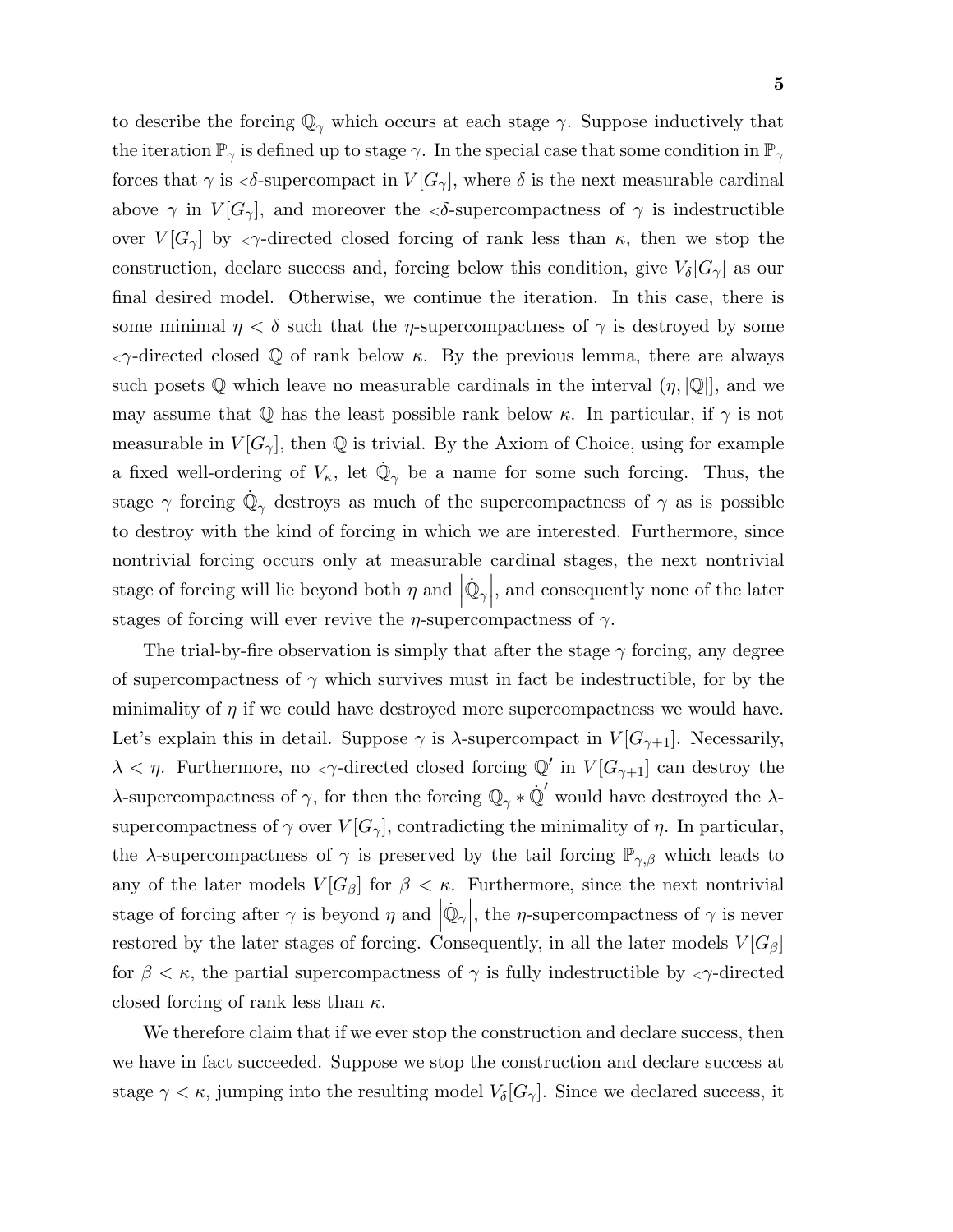to describe the forcing $\mathbb{Q}_\gamma$ which occurs at each stage $\gamma$. Suppose inductively that the iteration $\mathbb{P}_\gamma$ is defined up to stage $\gamma$. In the special case that some condition in $\mathbb{P}_\gamma$ forces that $\gamma$ is ${<}\delta$-supercompact in $V[G_\gamma]$, where $\delta$ is the next measurable cardinal above $\gamma$ in $V[G_\gamma]$, and moreover the ${<}\delta$-supercompactness of $\gamma$ is indestructible over $V[G_\gamma]$ by ${<}\gamma$-directed closed forcing of rank less than $\kappa$, then we stop the construction, declare success and, forcing below this condition, give $V_\delta[G_\gamma]$ as our final desired model. Otherwise, we continue the iteration. In this case, there is some minimal $\eta < \delta$ such that the $\eta$-supercompactness of $\gamma$ is destroyed by some ${<}\gamma$-directed closed $\mathbb{Q}$ of rank below $\kappa$. By the previous lemma, there are always such posets $\mathbb{Q}$ which leave no measurable cardinals in the interval $(\eta, |\mathbb{Q}|]$, and we may assume that $\mathbb{Q}$ has the least possible rank below $\kappa$. In particular, if $\gamma$ is not measurable in $V[G_\gamma]$, then $\mathbb{Q}$ is trivial. By the Axiom of Choice, using for example a fixed well-ordering of $V_\kappa$, let $\dot{\mathbb{Q}}_\gamma$ be a name for some such forcing. Thus, the stage $\gamma$ forcing $\dot{\mathbb{Q}}_\gamma$ destroys as much of the supercompactness of $\gamma$ as is possible to destroy with the kind of forcing in which we are interested. Furthermore, since nontrivial forcing occurs only at measurable cardinal stages, the next nontrivial stage of forcing will lie beyond both $\eta$ and $\left|\dot{\mathbb{Q}}_\gamma\right|$, and consequently none of the later stages of forcing will ever revive the $\eta$-supercompactness of $\gamma$.

The trial-by-fire observation is simply that after the stage $\gamma$ forcing, any degree of supercompactness of $\gamma$ which survives must in fact be indestructible, for by the minimality of $\eta$ if we could have destroyed more supercompactness we would have. Let's explain this in detail. Suppose $\gamma$ is $\lambda$-supercompact in $V[G_{\gamma+1}]$. Necessarily, $\lambda < \eta$. Furthermore, no ${<}\gamma$-directed closed forcing $\mathbb{Q}'$ in $V[G_{\gamma+1}]$ can destroy the $\lambda$-supercompactness of $\gamma$, for then the forcing $\mathbb{Q}_\gamma * \dot{\mathbb{Q}}'$ would have destroyed the $\lambda$-supercompactness of $\gamma$ over $V[G_\gamma]$, contradicting the minimality of $\eta$. In particular, the $\lambda$-supercompactness of $\gamma$ is preserved by the tail forcing $\mathbb{P}_{\gamma,\beta}$ which leads to any of the later models $V[G_\beta]$ for $\beta < \kappa$. Furthermore, since the next nontrivial stage of forcing after $\gamma$ is beyond $\eta$ and $\left|\dot{\mathbb{Q}}_\gamma\right|$, the $\eta$-supercompactness of $\gamma$ is never restored by the later stages of forcing. Consequently, in all the later models $V[G_\beta]$ for $\beta < \kappa$, the partial supercompactness of $\gamma$ is fully indestructible by ${<}\gamma$-directed closed forcing of rank less than $\kappa$.

We therefore claim that if we ever stop the construction and declare success, then we have in fact succeeded. Suppose we stop the construction and declare success at stage $\gamma < \kappa$, jumping into the resulting model $V_\delta[G_\gamma]$. Since we declared success, it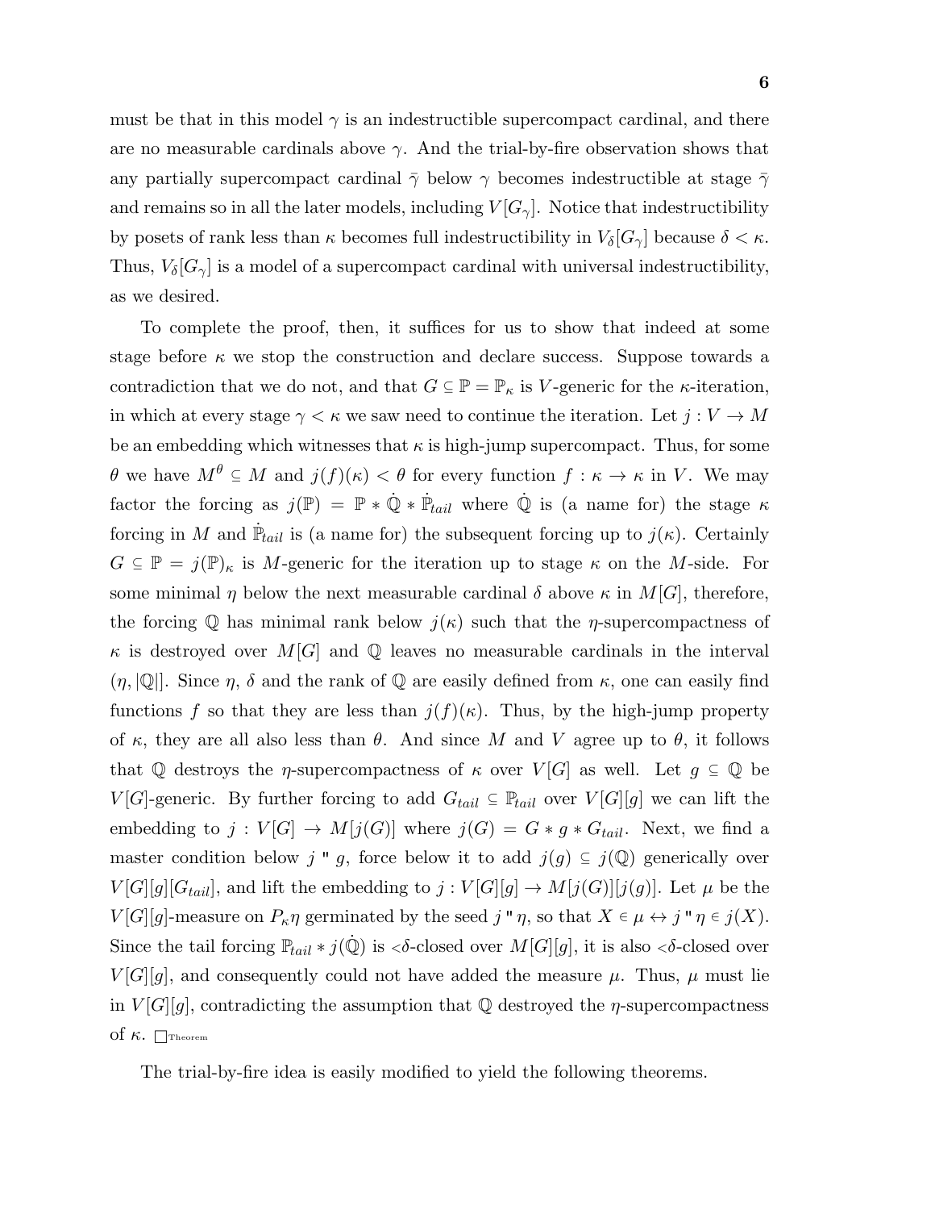must be that in this model $\gamma$ is an indestructible supercompact cardinal, and there are no measurable cardinals above $\gamma$. And the trial-by-fire observation shows that any partially supercompact cardinal $\bar{\gamma}$ below $\gamma$ becomes indestructible at stage $\bar{\gamma}$ and remains so in all the later models, including $V[G_\gamma]$. Notice that indestructibility by posets of rank less than $\kappa$ becomes full indestructibility in $V_\delta[G_\gamma]$ because $\delta < \kappa$. Thus, $V_\delta[G_\gamma]$ is a model of a supercompact cardinal with universal indestructibility, as we desired.

To complete the proof, then, it suffices for us to show that indeed at some stage before $\kappa$ we stop the construction and declare success. Suppose towards a contradiction that we do not, and that $G \subseteq \mathbb{P} = \mathbb{P}_\kappa$ is $V$-generic for the $\kappa$-iteration, in which at every stage $\gamma < \kappa$ we saw need to continue the iteration. Let $j : V \to M$ be an embedding which witnesses that $\kappa$ is high-jump supercompact. Thus, for some $\theta$ we have $M^\theta \subseteq M$ and $j(f)(\kappa) < \theta$ for every function $f : \kappa \to \kappa$ in $V$. We may factor the forcing as $j(\mathbb{P}) = \mathbb{P} * \dot{\mathbb{Q}} * \dot{\mathbb{P}}_{tail}$ where $\dot{\mathbb{Q}}$ is (a name for) the stage $\kappa$ forcing in $M$ and $\dot{\mathbb{P}}_{tail}$ is (a name for) the subsequent forcing up to $j(\kappa)$. Certainly $G \subseteq \mathbb{P} = j(\mathbb{P})_\kappa$ is $M$-generic for the iteration up to stage $\kappa$ on the $M$-side. For some minimal $\eta$ below the next measurable cardinal $\delta$ above $\kappa$ in $M[G]$, therefore, the forcing $\mathbb{Q}$ has minimal rank below $j(\kappa)$ such that the $\eta$-supercompactness of $\kappa$ is destroyed over $M[G]$ and $\mathbb{Q}$ leaves no measurable cardinals in the interval $(\eta, |\mathbb{Q}|]$. Since $\eta$, $\delta$ and the rank of $\mathbb{Q}$ are easily defined from $\kappa$, one can easily find functions $f$ so that they are less than $j(f)(\kappa)$. Thus, by the high-jump property of $\kappa$, they are all also less than $\theta$. And since $M$ and $V$ agree up to $\theta$, it follows that $\mathbb{Q}$ destroys the $\eta$-supercompactness of $\kappa$ over $V[G]$ as well. Let $g \subseteq \mathbb{Q}$ be $V[G]$-generic. By further forcing to add $G_{tail} \subseteq \mathbb{P}_{tail}$ over $V[G][g]$ we can lift the embedding to $j : V[G] \to M[j(G)]$ where $j(G) = G * g * G_{tail}$. Next, we find a master condition below $j\,"\,g$, force below it to add $j(g) \subseteq j(\mathbb{Q})$ generically over $V[G][g][G_{tail}]$, and lift the embedding to $j : V[G][g] \to M[j(G)][j(g)]$. Let $\mu$ be the $V[G][g]$-measure on $P_\kappa \eta$ germinated by the seed $j\,"\,\eta$, so that $X \in \mu \leftrightarrow j\,"\,\eta \in j(X)$. Since the tail forcing $\mathbb{P}_{tail} * j(\dot{\mathbb{Q}})$ is $<\!\delta$-closed over $M[G][g]$, it is also $<\!\delta$-closed over $V[G][g]$, and consequently could not have added the measure $\mu$. Thus, $\mu$ must lie in $V[G][g]$, contradicting the assumption that $\mathbb{Q}$ destroyed the $\eta$-supercompactness of $\kappa$. $\square_{\text{Theorem}}$

The trial-by-fire idea is easily modified to yield the following theorems.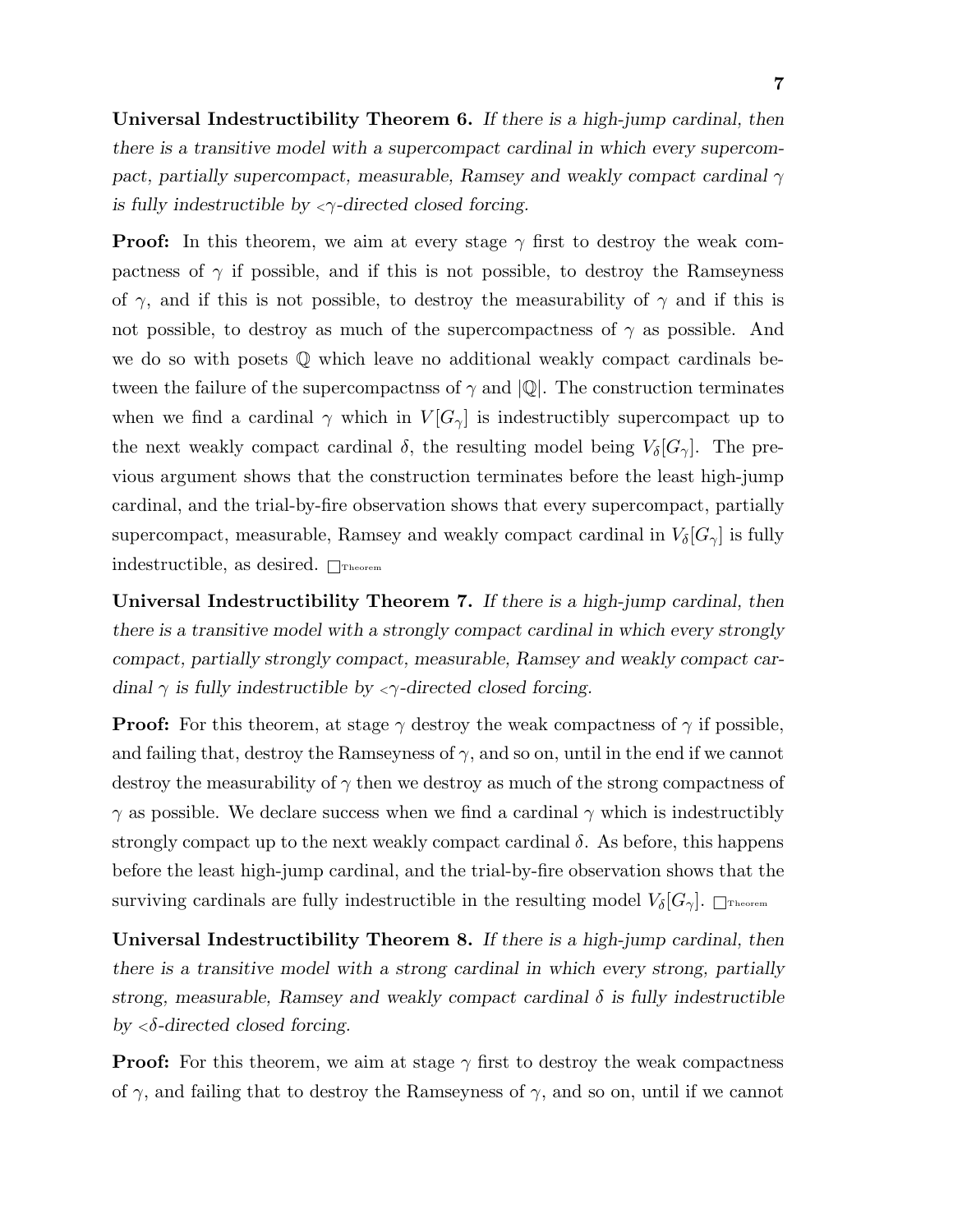**Universal Indestructibility Theorem 6.** *If there is a high-jump cardinal, then there is a transitive model with a supercompact cardinal in which every supercompact, partially supercompact, measurable, Ramsey and weakly compact cardinal $\gamma$ is fully indestructible by $<\gamma$-directed closed forcing.*

**Proof:** In this theorem, we aim at every stage $\gamma$ first to destroy the weak compactness of $\gamma$ if possible, and if this is not possible, to destroy the Ramseyness of $\gamma$, and if this is not possible, to destroy the measurability of $\gamma$ and if this is not possible, to destroy as much of the supercompactness of $\gamma$ as possible. And we do so with posets $\mathbb{Q}$ which leave no additional weakly compact cardinals between the failure of the supercompactnss of $\gamma$ and $|\mathbb{Q}|$. The construction terminates when we find a cardinal $\gamma$ which in $V[G_\gamma]$ is indestructibly supercompact up to the next weakly compact cardinal $\delta$, the resulting model being $V_\delta[G_\gamma]$. The previous argument shows that the construction terminates before the least high-jump cardinal, and the trial-by-fire observation shows that every supercompact, partially supercompact, measurable, Ramsey and weakly compact cardinal in $V_\delta[G_\gamma]$ is fully indestructible, as desired. $\Box_{\text{Theorem}}$

**Universal Indestructibility Theorem 7.** *If there is a high-jump cardinal, then there is a transitive model with a strongly compact cardinal in which every strongly compact, partially strongly compact, measurable, Ramsey and weakly compact cardinal $\gamma$ is fully indestructible by $<\gamma$-directed closed forcing.*

**Proof:** For this theorem, at stage $\gamma$ destroy the weak compactness of $\gamma$ if possible, and failing that, destroy the Ramseyness of $\gamma$, and so on, until in the end if we cannot destroy the measurability of $\gamma$ then we destroy as much of the strong compactness of $\gamma$ as possible. We declare success when we find a cardinal $\gamma$ which is indestructibly strongly compact up to the next weakly compact cardinal $\delta$. As before, this happens before the least high-jump cardinal, and the trial-by-fire observation shows that the surviving cardinals are fully indestructible in the resulting model $V_\delta[G_\gamma]$. $\Box_{\text{Theorem}}$

**Universal Indestructibility Theorem 8.** *If there is a high-jump cardinal, then there is a transitive model with a strong cardinal in which every strong, partially strong, measurable, Ramsey and weakly compact cardinal $\delta$ is fully indestructible by $<\delta$-directed closed forcing.*

**Proof:** For this theorem, we aim at stage $\gamma$ first to destroy the weak compactness of $\gamma$, and failing that to destroy the Ramseyness of $\gamma$, and so on, until if we cannot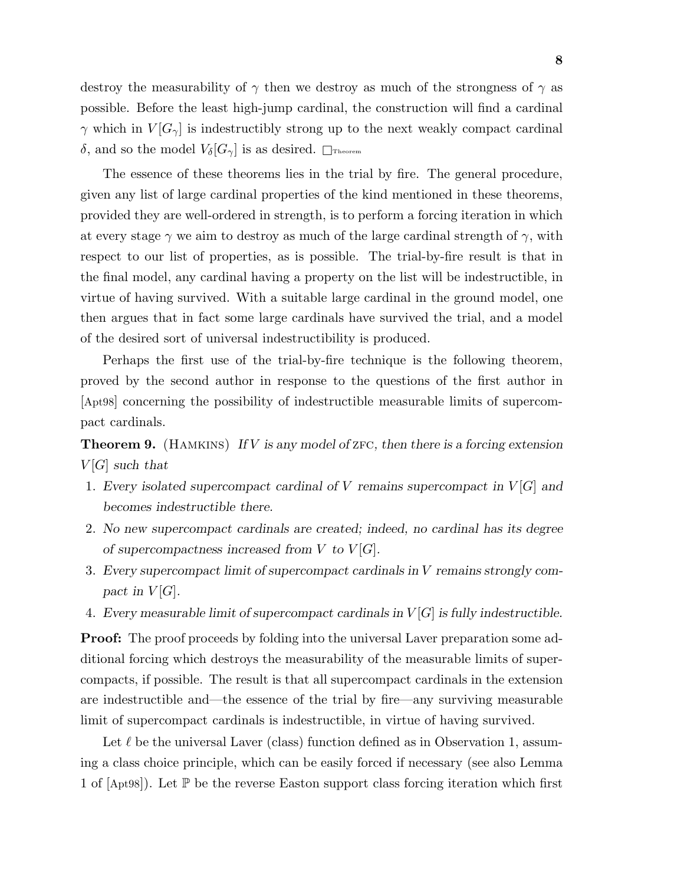destroy the measurability of $\gamma$ then we destroy as much of the strongness of $\gamma$ as possible. Before the least high-jump cardinal, the construction will find a cardinal $\gamma$ which in $V[G_\gamma]$ is indestructibly strong up to the next weakly compact cardinal $\delta$, and so the model $V_\delta[G_\gamma]$ is as desired. $\Box_{\text{Theorem}}$

The essence of these theorems lies in the trial by fire. The general procedure, given any list of large cardinal properties of the kind mentioned in these theorems, provided they are well-ordered in strength, is to perform a forcing iteration in which at every stage $\gamma$ we aim to destroy as much of the large cardinal strength of $\gamma$, with respect to our list of properties, as is possible. The trial-by-fire result is that in the final model, any cardinal having a property on the list will be indestructible, in virtue of having survived. With a suitable large cardinal in the ground model, one then argues that in fact some large cardinals have survived the trial, and a model of the desired sort of universal indestructibility is produced.

Perhaps the first use of the trial-by-fire technique is the following theorem, proved by the second author in response to the questions of the first author in [Apt98] concerning the possibility of indestructible measurable limits of supercompact cardinals.

**Theorem 9.** (Hamkins) *If $V$ is any model of ZFC, then there is a forcing extension $V[G]$ such that*

1. *Every isolated supercompact cardinal of $V$ remains supercompact in $V[G]$ and becomes indestructible there.*
2. *No new supercompact cardinals are created; indeed, no cardinal has its degree of supercompactness increased from $V$ to $V[G]$.*
3. *Every supercompact limit of supercompact cardinals in $V$ remains strongly compact in $V[G]$.*
4. *Every measurable limit of supercompact cardinals in $V[G]$ is fully indestructible.*

**Proof:** The proof proceeds by folding into the universal Laver preparation some additional forcing which destroys the measurability of the measurable limits of supercompacts, if possible. The result is that all supercompact cardinals in the extension are indestructible and—the essence of the trial by fire—any surviving measurable limit of supercompact cardinals is indestructible, in virtue of having survived.

Let $\ell$ be the universal Laver (class) function defined as in Observation 1, assuming a class choice principle, which can be easily forced if necessary (see also Lemma 1 of [Apt98]). Let $\mathbb{P}$ be the reverse Easton support class forcing iteration which first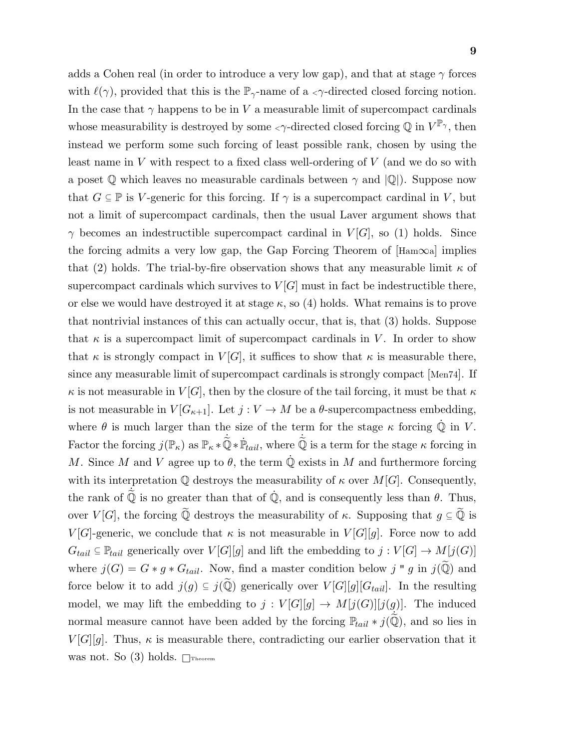adds a Cohen real (in order to introduce a very low gap), and that at stage $\gamma$ forces with $\ell(\gamma)$, provided that this is the $\mathbb{P}_\gamma$-name of a ${<}\gamma$-directed closed forcing notion. In the case that $\gamma$ happens to be in $V$ a measurable limit of supercompact cardinals whose measurability is destroyed by some ${<}\gamma$-directed closed forcing $\mathbb{Q}$ in $V^{\mathbb{P}_\gamma}$, then instead we perform some such forcing of least possible rank, chosen by using the least name in $V$ with respect to a fixed class well-ordering of $V$ (and we do so with a poset $\mathbb{Q}$ which leaves no measurable cardinals between $\gamma$ and $|\mathbb{Q}|$). Suppose now that $G \subseteq \mathbb{P}$ is $V$-generic for this forcing. If $\gamma$ is a supercompact cardinal in $V$, but not a limit of supercompact cardinals, then the usual Laver argument shows that $\gamma$ becomes an indestructible supercompact cardinal in $V[G]$, so (1) holds. Since the forcing admits a very low gap, the Gap Forcing Theorem of [Ham∞a] implies that (2) holds. The trial-by-fire observation shows that any measurable limit $\kappa$ of supercompact cardinals which survives to $V[G]$ must in fact be indestructible there, or else we would have destroyed it at stage $\kappa$, so (4) holds. What remains is to prove that nontrivial instances of this can actually occur, that is, that (3) holds. Suppose that $\kappa$ is a supercompact limit of supercompact cardinals in $V$. In order to show that $\kappa$ is strongly compact in $V[G]$, it suffices to show that $\kappa$ is measurable there, since any measurable limit of supercompact cardinals is strongly compact [Men74]. If $\kappa$ is not measurable in $V[G]$, then by the closure of the tail forcing, it must be that $\kappa$ is not measurable in $V[G_{\kappa+1}]$. Let $j : V \to M$ be a $\theta$-supercompactness embedding, where $\theta$ is much larger than the size of the term for the stage $\kappa$ forcing $\dot{\mathbb{Q}}$ in $V$. Factor the forcing $j(\mathbb{P}_\kappa)$ as $\mathbb{P}_\kappa * \dot{\tilde{\mathbb{Q}}} * \dot{\mathbb{P}}_{tail}$, where $\dot{\tilde{\mathbb{Q}}}$ is a term for the stage $\kappa$ forcing in $M$. Since $M$ and $V$ agree up to $\theta$, the term $\dot{\mathbb{Q}}$ exists in $M$ and furthermore forcing with its interpretation $\mathbb{Q}$ destroys the measurability of $\kappa$ over $M[G]$. Consequently, the rank of $\dot{\tilde{\mathbb{Q}}}$ is no greater than that of $\dot{\mathbb{Q}}$, and is consequently less than $\theta$. Thus, over $V[G]$, the forcing $\widetilde{\mathbb{Q}}$ destroys the measurability of $\kappa$. Supposing that $g \subseteq \widetilde{\mathbb{Q}}$ is $V[G]$-generic, we conclude that $\kappa$ is not measurable in $V[G][g]$. Force now to add $G_{tail} \subseteq \mathbb{P}_{tail}$ generically over $V[G][g]$ and lift the embedding to $j : V[G] \to M[j(G)]$ where $j(G) = G * g * G_{tail}$. Now, find a master condition below $j$ " $g$ in $j(\widetilde{\mathbb{Q}})$ and force below it to add $j(g) \subseteq j(\widetilde{\mathbb{Q}})$ generically over $V[G][g][G_{tail}]$. In the resulting model, we may lift the embedding to $j : V[G][g] \to M[j(G)][j(g)]$. The induced normal measure cannot have been added by the forcing $\mathbb{P}_{tail} * j(\dot{\tilde{\mathbb{Q}}})$, and so lies in $V[G][g]$. Thus, $\kappa$ is measurable there, contradicting our earlier observation that it was not. So (3) holds. $\square_{\text{Theorem}}$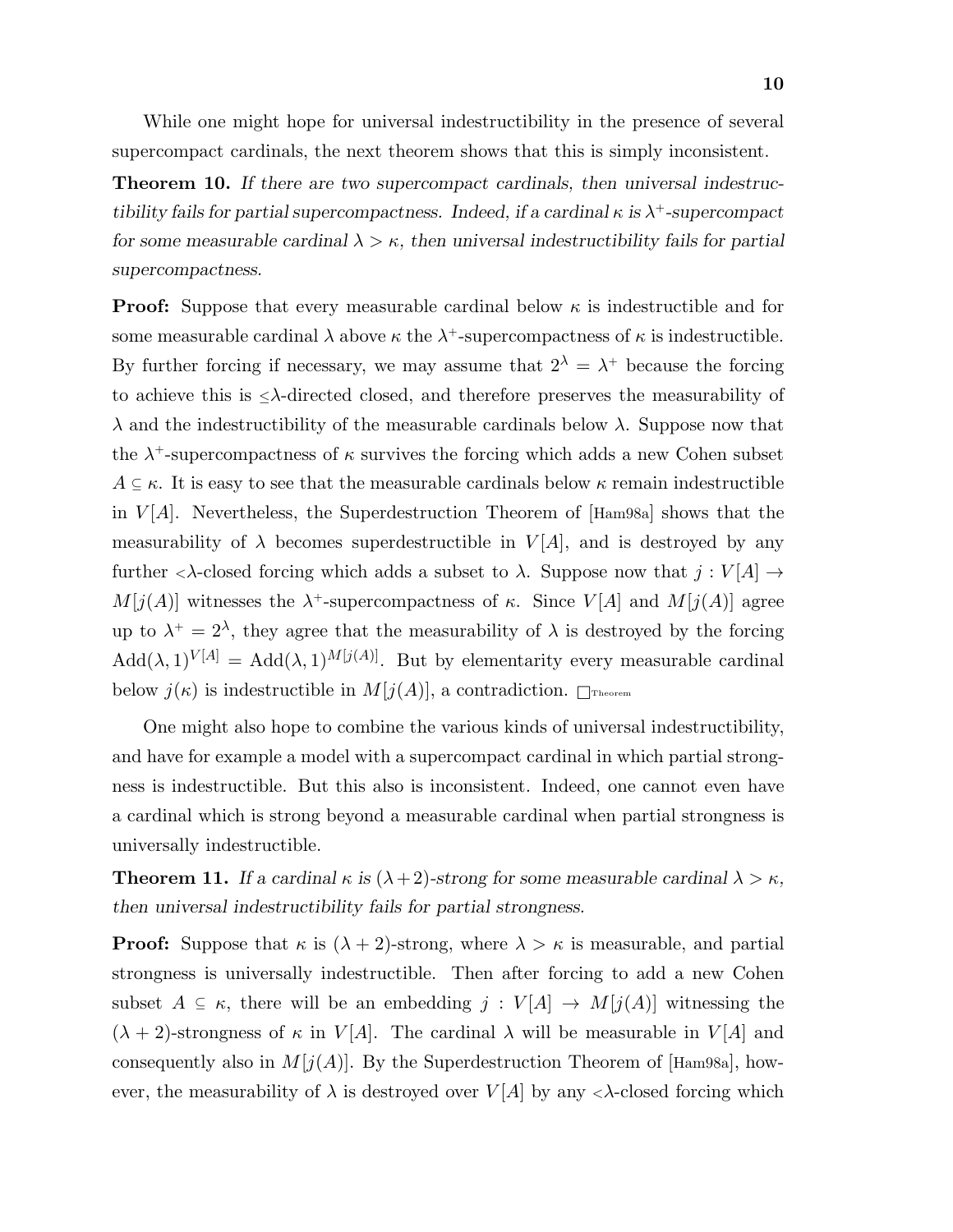While one might hope for universal indestructibility in the presence of several supercompact cardinals, the next theorem shows that this is simply inconsistent.

**Theorem 10.** *If there are two supercompact cardinals, then universal indestructibility fails for partial supercompactness. Indeed, if a cardinal $\kappa$ is $\lambda^+$-supercompact for some measurable cardinal $\lambda > \kappa$, then universal indestructibility fails for partial supercompactness.*

**Proof:** Suppose that every measurable cardinal below $\kappa$ is indestructible and for some measurable cardinal $\lambda$ above $\kappa$ the $\lambda^+$-supercompactness of $\kappa$ is indestructible. By further forcing if necessary, we may assume that $2^\lambda = \lambda^+$ because the forcing to achieve this is $\leq\lambda$-directed closed, and therefore preserves the measurability of $\lambda$ and the indestructibility of the measurable cardinals below $\lambda$. Suppose now that the $\lambda^+$-supercompactness of $\kappa$ survives the forcing which adds a new Cohen subset $A \subseteq \kappa$. It is easy to see that the measurable cardinals below $\kappa$ remain indestructible in $V[A]$. Nevertheless, the Superdestruction Theorem of [Ham98a] shows that the measurability of $\lambda$ becomes superdestructible in $V[A]$, and is destroyed by any further $<\lambda$-closed forcing which adds a subset to $\lambda$. Suppose now that $j : V[A] \to M[j(A)]$ witnesses the $\lambda^+$-supercompactness of $\kappa$. Since $V[A]$ and $M[j(A)]$ agree up to $\lambda^+ = 2^\lambda$, they agree that the measurability of $\lambda$ is destroyed by the forcing $\mathrm{Add}(\lambda, 1)^{V[A]} = \mathrm{Add}(\lambda, 1)^{M[j(A)]}$. But by elementarity every measurable cardinal below $j(\kappa)$ is indestructible in $M[j(A)]$, a contradiction. $\Box_{\text{Theorem}}$

One might also hope to combine the various kinds of universal indestructibility, and have for example a model with a supercompact cardinal in which partial strongness is indestructible. But this also is inconsistent. Indeed, one cannot even have a cardinal which is strong beyond a measurable cardinal when partial strongness is universally indestructible.

**Theorem 11.** *If a cardinal $\kappa$ is $(\lambda+2)$-strong for some measurable cardinal $\lambda > \kappa$, then universal indestructibility fails for partial strongness.*

**Proof:** Suppose that $\kappa$ is $(\lambda + 2)$-strong, where $\lambda > \kappa$ is measurable, and partial strongness is universally indestructible. Then after forcing to add a new Cohen subset $A \subseteq \kappa$, there will be an embedding $j : V[A] \to M[j(A)]$ witnessing the $(\lambda + 2)$-strongness of $\kappa$ in $V[A]$. The cardinal $\lambda$ will be measurable in $V[A]$ and consequently also in $M[j(A)]$. By the Superdestruction Theorem of [Ham98a], however, the measurability of $\lambda$ is destroyed over $V[A]$ by any $<\lambda$-closed forcing which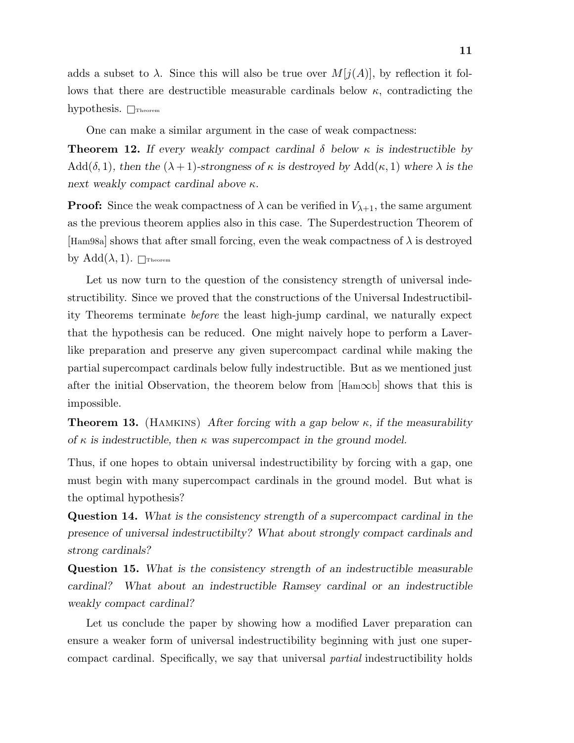adds a subset to $\lambda$. Since this will also be true over $M[j(A)]$, by reflection it follows that there are destructible measurable cardinals below $\kappa$, contradicting the hypothesis. $\Box_{\text{Theorem}}$

One can make a similar argument in the case of weak compactness:

**Theorem 12.** *If every weakly compact cardinal $\delta$ below $\kappa$ is indestructible by* $\text{Add}(\delta, 1)$*, then the $(\lambda+1)$-strongness of $\kappa$ is destroyed by* $\text{Add}(\kappa, 1)$ *where $\lambda$ is the next weakly compact cardinal above $\kappa$.*

**Proof:** Since the weak compactness of $\lambda$ can be verified in $V_{\lambda+1}$, the same argument as the previous theorem applies also in this case. The Superdestruction Theorem of [Ham98a] shows that after small forcing, even the weak compactness of $\lambda$ is destroyed by $\text{Add}(\lambda, 1)$. $\Box_{\text{Theorem}}$

Let us now turn to the question of the consistency strength of universal indestructibility. Since we proved that the constructions of the Universal Indestructibility Theorems terminate *before* the least high-jump cardinal, we naturally expect that the hypothesis can be reduced. One might naively hope to perform a Laver-like preparation and preserve any given supercompact cardinal while making the partial supercompact cardinals below fully indestructible. But as we mentioned just after the initial Observation, the theorem below from [Ham$\infty$b] shows that this is impossible.

**Theorem 13.** (Hamkins) *After forcing with a gap below $\kappa$, if the measurability of $\kappa$ is indestructible, then $\kappa$ was supercompact in the ground model.*

Thus, if one hopes to obtain universal indestructibility by forcing with a gap, one must begin with many supercompact cardinals in the ground model. But what is the optimal hypothesis?

**Question 14.** *What is the consistency strength of a supercompact cardinal in the presence of universal indestructibilty? What about strongly compact cardinals and strong cardinals?*

**Question 15.** *What is the consistency strength of an indestructible measurable cardinal? What about an indestructible Ramsey cardinal or an indestructible weakly compact cardinal?*

Let us conclude the paper by showing how a modified Laver preparation can ensure a weaker form of universal indestructibility beginning with just one supercompact cardinal. Specifically, we say that universal *partial* indestructibility holds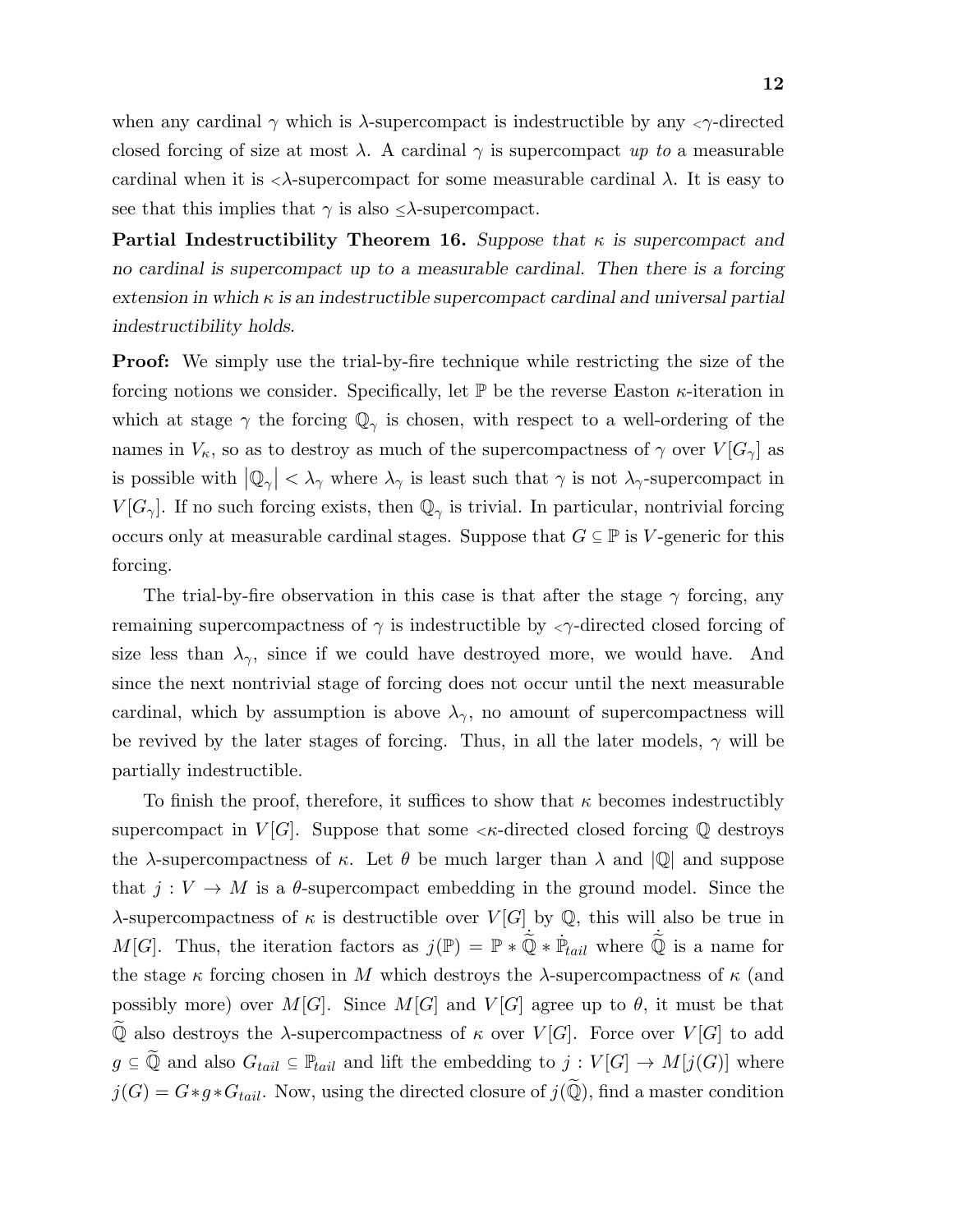when any cardinal $\gamma$ which is $\lambda$-supercompact is indestructible by any ${<}\gamma$-directed closed forcing of size at most $\lambda$. A cardinal $\gamma$ is supercompact *up to* a measurable cardinal when it is ${<}\lambda$-supercompact for some measurable cardinal $\lambda$. It is easy to see that this implies that $\gamma$ is also ${\leq}\lambda$-supercompact.

**Partial Indestructibility Theorem 16.** *Suppose that $\kappa$ is supercompact and no cardinal is supercompact up to a measurable cardinal. Then there is a forcing extension in which $\kappa$ is an indestructible supercompact cardinal and universal partial indestructibility holds.*

**Proof:** We simply use the trial-by-fire technique while restricting the size of the forcing notions we consider. Specifically, let $\mathbb{P}$ be the reverse Easton $\kappa$-iteration in which at stage $\gamma$ the forcing $\mathbb{Q}_\gamma$ is chosen, with respect to a well-ordering of the names in $V_\kappa$, so as to destroy as much of the supercompactness of $\gamma$ over $V[G_\gamma]$ as is possible with $|\mathbb{Q}_\gamma| < \lambda_\gamma$ where $\lambda_\gamma$ is least such that $\gamma$ is not $\lambda_\gamma$-supercompact in $V[G_\gamma]$. If no such forcing exists, then $\mathbb{Q}_\gamma$ is trivial. In particular, nontrivial forcing occurs only at measurable cardinal stages. Suppose that $G \subseteq \mathbb{P}$ is $V$-generic for this forcing.

The trial-by-fire observation in this case is that after the stage $\gamma$ forcing, any remaining supercompactness of $\gamma$ is indestructible by ${<}\gamma$-directed closed forcing of size less than $\lambda_\gamma$, since if we could have destroyed more, we would have. And since the next nontrivial stage of forcing does not occur until the next measurable cardinal, which by assumption is above $\lambda_\gamma$, no amount of supercompactness will be revived by the later stages of forcing. Thus, in all the later models, $\gamma$ will be partially indestructible.

To finish the proof, therefore, it suffices to show that $\kappa$ becomes indestructibly supercompact in $V[G]$. Suppose that some ${<}\kappa$-directed closed forcing $\mathbb{Q}$ destroys the $\lambda$-supercompactness of $\kappa$. Let $\theta$ be much larger than $\lambda$ and $|\mathbb{Q}|$ and suppose that $j : V \to M$ is a $\theta$-supercompact embedding in the ground model. Since the $\lambda$-supercompactness of $\kappa$ is destructible over $V[G]$ by $\mathbb{Q}$, this will also be true in $M[G]$. Thus, the iteration factors as $j(\mathbb{P}) = \mathbb{P} * \dot{\widetilde{\mathbb{Q}}} * \dot{\mathbb{P}}_{tail}$ where $\dot{\widetilde{\mathbb{Q}}}$ is a name for the stage $\kappa$ forcing chosen in $M$ which destroys the $\lambda$-supercompactness of $\kappa$ (and possibly more) over $M[G]$. Since $M[G]$ and $V[G]$ agree up to $\theta$, it must be that $\widetilde{\mathbb{Q}}$ also destroys the $\lambda$-supercompactness of $\kappa$ over $V[G]$. Force over $V[G]$ to add $g \subseteq \widetilde{\mathbb{Q}}$ and also $G_{tail} \subseteq \mathbb{P}_{tail}$ and lift the embedding to $j : V[G] \to M[j(G)]$ where $j(G) = G * g * G_{tail}$. Now, using the directed closure of $j(\widetilde{\mathbb{Q}})$, find a master condition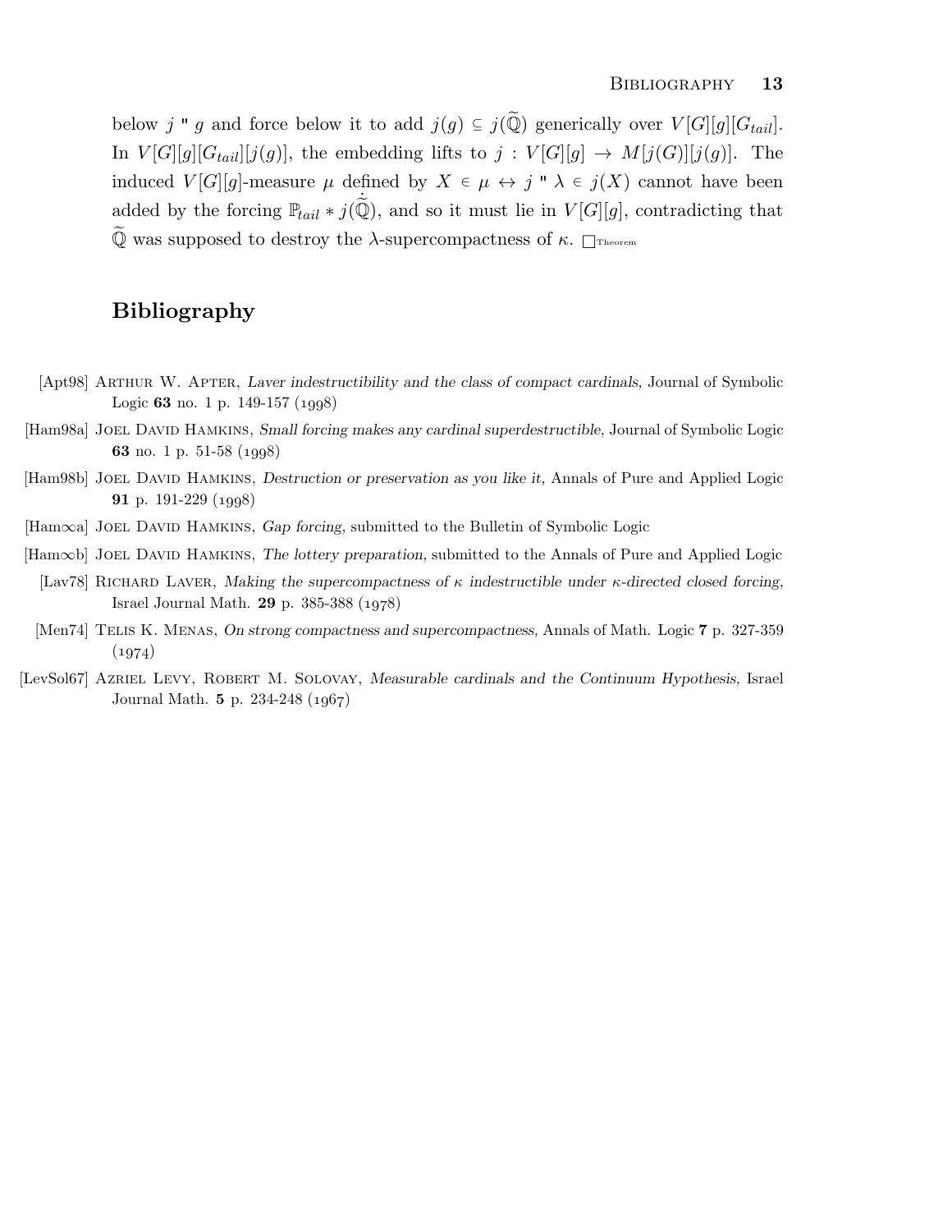below $j\,"\,g$ and force below it to add $j(g) \subseteq j(\widetilde{\mathbb{Q}})$ generically over $V[G][g][G_{tail}]$. In $V[G][g][G_{tail}][j(g)]$, the embedding lifts to $j : V[G][g] \to M[j(G)][j(g)]$. The induced $V[G][g]$-measure $\mu$ defined by $X \in \mu \leftrightarrow j\,"\,\lambda \in j(X)$ cannot have been added by the forcing $\mathbb{P}_{tail} * j(\dot{\widetilde{\mathbb{Q}}})$, and so it must lie in $V[G][g]$, contradicting that $\widetilde{\mathbb{Q}}$ was supposed to destroy the $\lambda$-supercompactness of $\kappa$. $\square_{\text{Theorem}}$

## Bibliography

[Apt98] Arthur W. Apter, *Laver indestructibility and the class of compact cardinals*, Journal of Symbolic Logic **63** no. 1 p. 149-157 (1998)

[Ham98a] Joel David Hamkins, *Small forcing makes any cardinal superdestructible*, Journal of Symbolic Logic **63** no. 1 p. 51-58 (1998)

[Ham98b] Joel David Hamkins, *Destruction or preservation as you like it*, Annals of Pure and Applied Logic **91** p. 191-229 (1998)

[Ham∞a] Joel David Hamkins, *Gap forcing*, submitted to the Bulletin of Symbolic Logic

[Ham∞b] Joel David Hamkins, *The lottery preparation*, submitted to the Annals of Pure and Applied Logic

[Lav78] Richard Laver, *Making the supercompactness of $\kappa$ indestructible under $\kappa$-directed closed forcing*, Israel Journal Math. **29** p. 385-388 (1978)

[Men74] Telis K. Menas, *On strong compactness and supercompactness*, Annals of Math. Logic **7** p. 327-359 (1974)

[LevSol67] Azriel Levy, Robert M. Solovay, *Measurable cardinals and the Continuum Hypothesis*, Israel Journal Math. **5** p. 234-248 (1967)